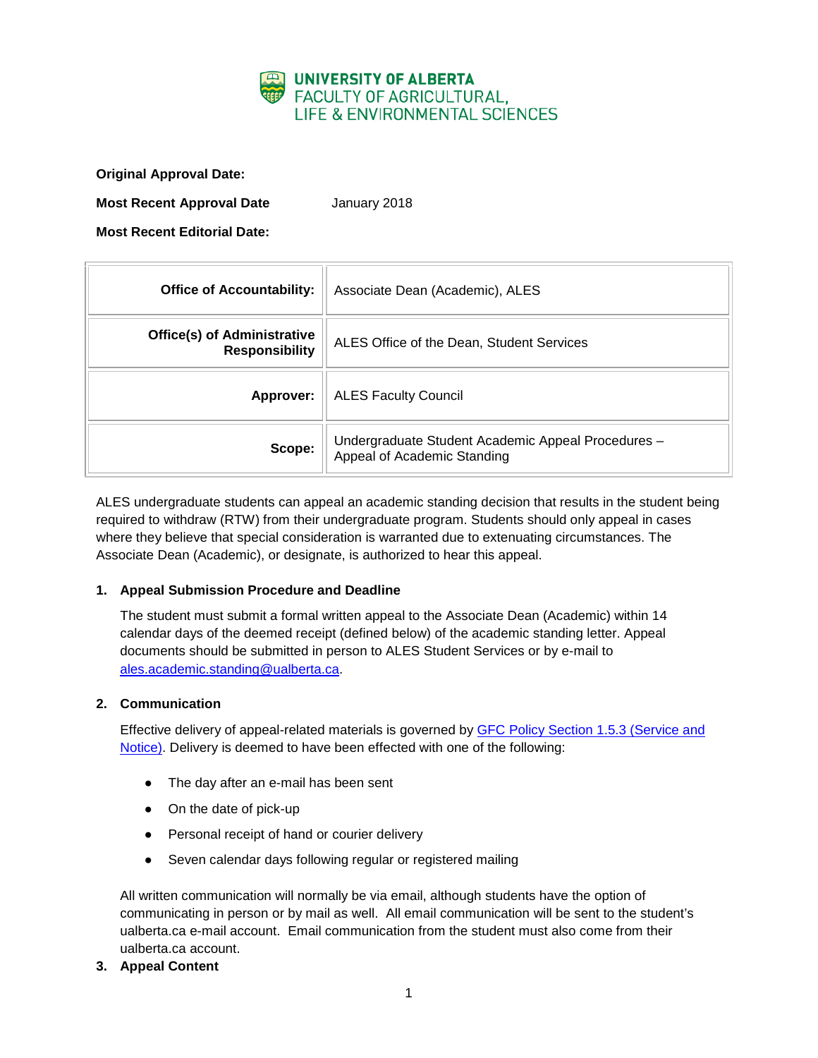UNIVERSITY OF ALBERTA
FACULTY OF AGRICULTURAL, LIFE & ENVIRONMENTAL SCIENCES

**Original Approval Date:**

**Most Recent Approval Date** January 2018

**Most Recent Editorial Date:**

| | |
|---|---|
| **Office of Accountability:** | Associate Dean (Academic), ALES |
| **Office(s) of Administrative Responsibility** | ALES Office of the Dean, Student Services |
| **Approver:** | ALES Faculty Council |
| **Scope:** | Undergraduate Student Academic Appeal Procedures – Appeal of Academic Standing |

ALES undergraduate students can appeal an academic standing decision that results in the student being required to withdraw (RTW) from their undergraduate program. Students should only appeal in cases where they believe that special consideration is warranted due to extenuating circumstances. The Associate Dean (Academic), or designate, is authorized to hear this appeal.

## 1. Appeal Submission Procedure and Deadline

The student must submit a formal written appeal to the Associate Dean (Academic) within 14 calendar days of the deemed receipt (defined below) of the academic standing letter. Appeal documents should be submitted in person to ALES Student Services or by e-mail to ales.academic.standing@ualberta.ca.

## 2. Communication

Effective delivery of appeal-related materials is governed by GFC Policy Section 1.5.3 (Service and Notice). Delivery is deemed to have been effected with one of the following:

- The day after an e-mail has been sent
- On the date of pick-up
- Personal receipt of hand or courier delivery
- Seven calendar days following regular or registered mailing

All written communication will normally be via email, although students have the option of communicating in person or by mail as well. All email communication will be sent to the student's ualberta.ca e-mail account. Email communication from the student must also come from their ualberta.ca account.

## 3. Appeal Content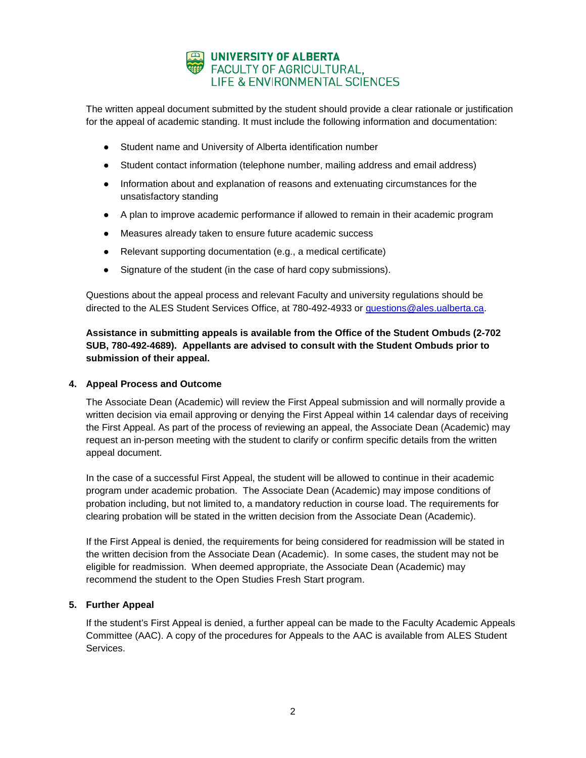The written appeal document submitted by the student should provide a clear rationale or justification for the appeal of academic standing. It must include the following information and documentation:

- Student name and University of Alberta identification number
- Student contact information (telephone number, mailing address and email address)
- Information about and explanation of reasons and extenuating circumstances for the unsatisfactory standing
- A plan to improve academic performance if allowed to remain in their academic program
- Measures already taken to ensure future academic success
- Relevant supporting documentation (e.g., a medical certificate)
- Signature of the student (in the case of hard copy submissions).

Questions about the appeal process and relevant Faculty and university regulations should be directed to the ALES Student Services Office, at 780-492-4933 or questions@ales.ualberta.ca.

**Assistance in submitting appeals is available from the Office of the Student Ombuds (2-702 SUB, 780-492-4689). Appellants are advised to consult with the Student Ombuds prior to submission of their appeal.**

## 4. Appeal Process and Outcome

The Associate Dean (Academic) will review the First Appeal submission and will normally provide a written decision via email approving or denying the First Appeal within 14 calendar days of receiving the First Appeal. As part of the process of reviewing an appeal, the Associate Dean (Academic) may request an in-person meeting with the student to clarify or confirm specific details from the written appeal document.

In the case of a successful First Appeal, the student will be allowed to continue in their academic program under academic probation. The Associate Dean (Academic) may impose conditions of probation including, but not limited to, a mandatory reduction in course load. The requirements for clearing probation will be stated in the written decision from the Associate Dean (Academic).

If the First Appeal is denied, the requirements for being considered for readmission will be stated in the written decision from the Associate Dean (Academic). In some cases, the student may not be eligible for readmission. When deemed appropriate, the Associate Dean (Academic) may recommend the student to the Open Studies Fresh Start program.

## 5. Further Appeal

If the student's First Appeal is denied, a further appeal can be made to the Faculty Academic Appeals Committee (AAC). A copy of the procedures for Appeals to the AAC is available from ALES Student Services.